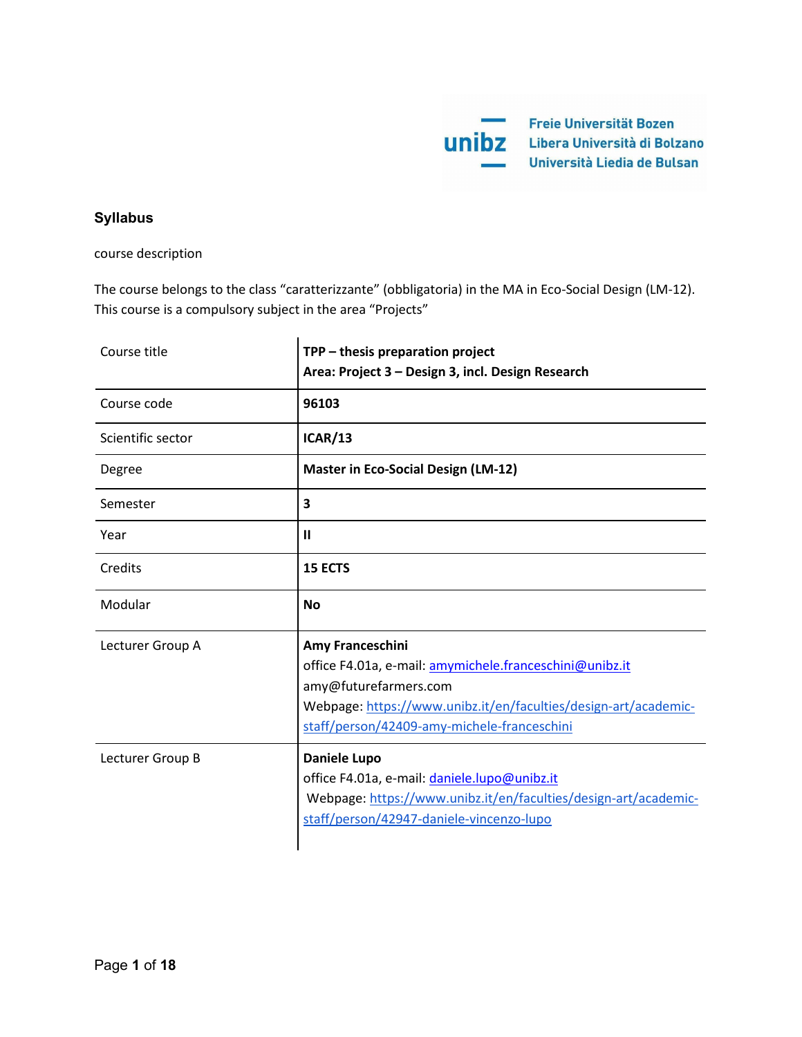Freie Universität Bozen
Libera Università di Bolzano
Università Liedia de Bulsan

## Syllabus

course description

The course belongs to the class "caratterizzante" (obbligatoria) in the MA in Eco-Social Design (LM-12). This course is a compulsory subject in the area "Projects"

| | |
|---|---|
| Course title | **TPP – thesis preparation project**<br>**Area: Project 3 – Design 3, incl. Design Research** |
| Course code | **96103** |
| Scientific sector | **ICAR/13** |
| Degree | **Master in Eco-Social Design (LM-12)** |
| Semester | **3** |
| Year | **II** |
| Credits | **15 ECTS** |
| Modular | **No** |
| Lecturer Group A | **Amy Franceschini**<br>office F4.01a, e-mail: amymichele.franceschini@unibz.it<br>amy@futurefarmers.com<br>Webpage: https://www.unibz.it/en/faculties/design-art/academic-staff/person/42409-amy-michele-franceschini |
| Lecturer Group B | **Daniele Lupo**<br>office F4.01a, e-mail: daniele.lupo@unibz.it<br>Webpage: https://www.unibz.it/en/faculties/design-art/academic-staff/person/42947-daniele-vincenzo-lupo |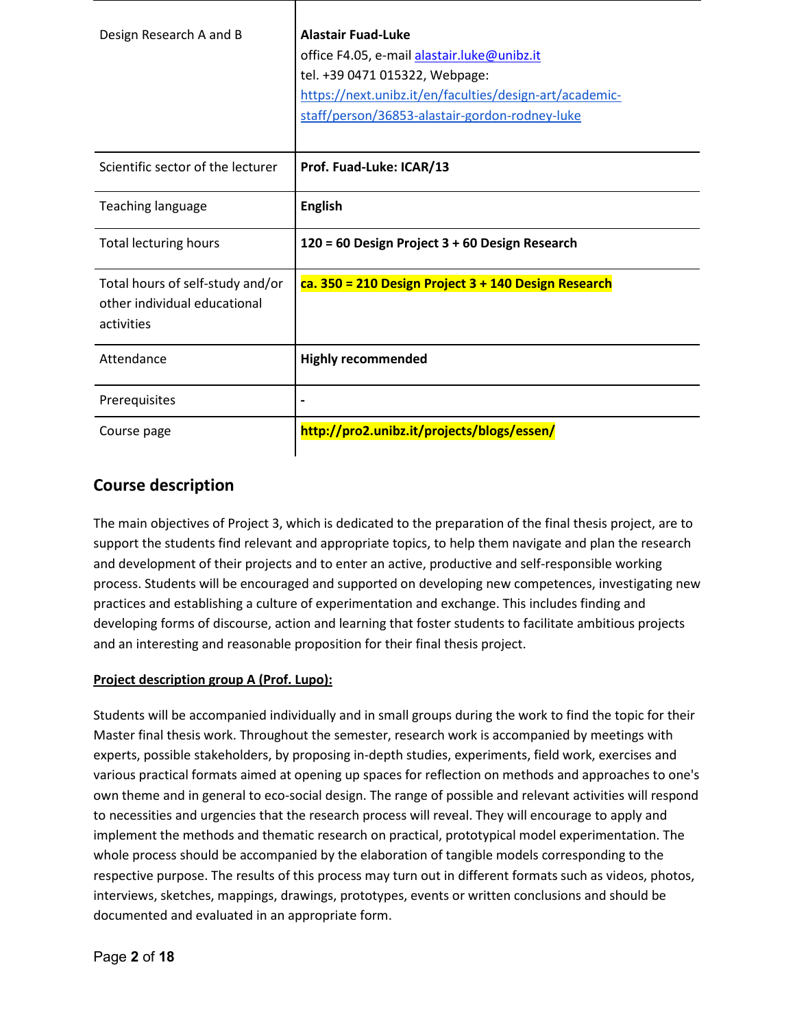| | |
|---|---|
| Design Research A and B | **Alastair Fuad-Luke**<br>office F4.05, e-mail alastair.luke@unibz.it<br>tel. +39 0471 015322, Webpage:<br>https://next.unibz.it/en/faculties/design-art/academic-staff/person/36853-alastair-gordon-rodney-luke |
| Scientific sector of the lecturer | **Prof. Fuad-Luke: ICAR/13** |
| Teaching language | **English** |
| Total lecturing hours | **120 = 60 Design Project 3 + 60 Design Research** |
| Total hours of self-study and/or other individual educational activities | **ca. 350 = 210 Design Project 3 + 140 Design Research** |
| Attendance | **Highly recommended** |
| Prerequisites | **-** |
| Course page | **http://pro2.unibz.it/projects/blogs/essen/** |

## Course description

The main objectives of Project 3, which is dedicated to the preparation of the final thesis project, are to support the students find relevant and appropriate topics, to help them navigate and plan the research and development of their projects and to enter an active, productive and self-responsible working process. Students will be encouraged and supported on developing new competences, investigating new practices and establishing a culture of experimentation and exchange. This includes finding and developing forms of discourse, action and learning that foster students to facilitate ambitious projects and an interesting and reasonable proposition for their final thesis project.

**Project description group A (Prof. Lupo):**

Students will be accompanied individually and in small groups during the work to find the topic for their Master final thesis work. Throughout the semester, research work is accompanied by meetings with experts, possible stakeholders, by proposing in-depth studies, experiments, field work, exercises and various practical formats aimed at opening up spaces for reflection on methods and approaches to one's own theme and in general to eco-social design. The range of possible and relevant activities will respond to necessities and urgencies that the research process will reveal. They will encourage to apply and implement the methods and thematic research on practical, prototypical model experimentation. The whole process should be accompanied by the elaboration of tangible models corresponding to the respective purpose. The results of this process may turn out in different formats such as videos, photos, interviews, sketches, mappings, drawings, prototypes, events or written conclusions and should be documented and evaluated in an appropriate form.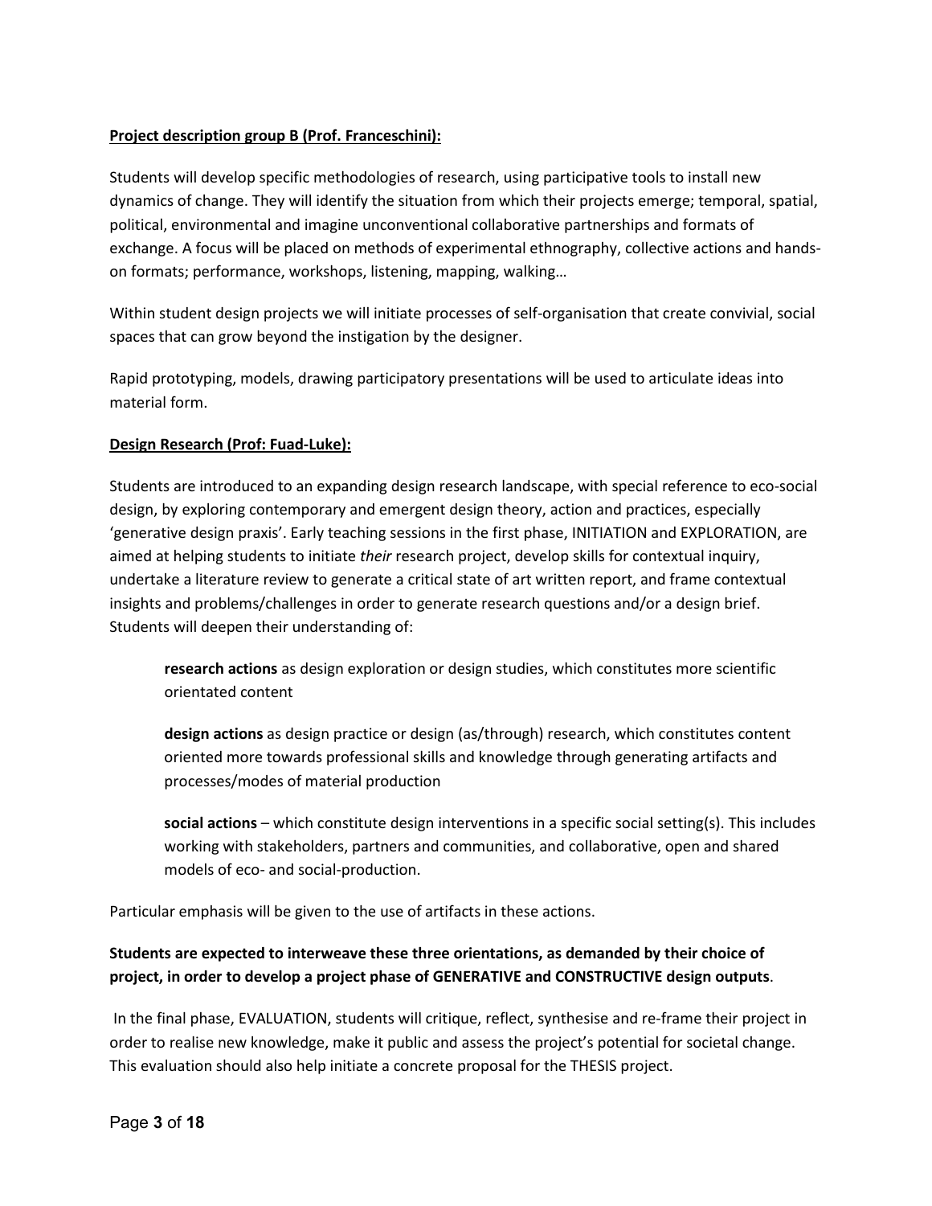**Project description group B (Prof. Franceschini):**

Students will develop specific methodologies of research, using participative tools to install new dynamics of change. They will identify the situation from which their projects emerge; temporal, spatial, political, environmental and imagine unconventional collaborative partnerships and formats of exchange. A focus will be placed on methods of experimental ethnography, collective actions and hands-on formats; performance, workshops, listening, mapping, walking…

Within student design projects we will initiate processes of self-organisation that create convivial, social spaces that can grow beyond the instigation by the designer.

Rapid prototyping, models, drawing participatory presentations will be used to articulate ideas into material form.

**Design Research (Prof: Fuad-Luke):**

Students are introduced to an expanding design research landscape, with special reference to eco-social design, by exploring contemporary and emergent design theory, action and practices, especially 'generative design praxis'. Early teaching sessions in the first phase, INITIATION and EXPLORATION, are aimed at helping students to initiate *their* research project, develop skills for contextual inquiry, undertake a literature review to generate a critical state of art written report, and frame contextual insights and problems/challenges in order to generate research questions and/or a design brief. Students will deepen their understanding of:

> **research actions** as design exploration or design studies, which constitutes more scientific orientated content
>
> **design actions** as design practice or design (as/through) research, which constitutes content oriented more towards professional skills and knowledge through generating artifacts and processes/modes of material production
>
> **social actions** – which constitute design interventions in a specific social setting(s). This includes working with stakeholders, partners and communities, and collaborative, open and shared models of eco- and social-production.

Particular emphasis will be given to the use of artifacts in these actions.

**Students are expected to interweave these three orientations, as demanded by their choice of project, in order to develop a project phase of GENERATIVE and CONSTRUCTIVE design outputs**.

In the final phase, EVALUATION, students will critique, reflect, synthesise and re-frame their project in order to realise new knowledge, make it public and assess the project's potential for societal change. This evaluation should also help initiate a concrete proposal for the THESIS project.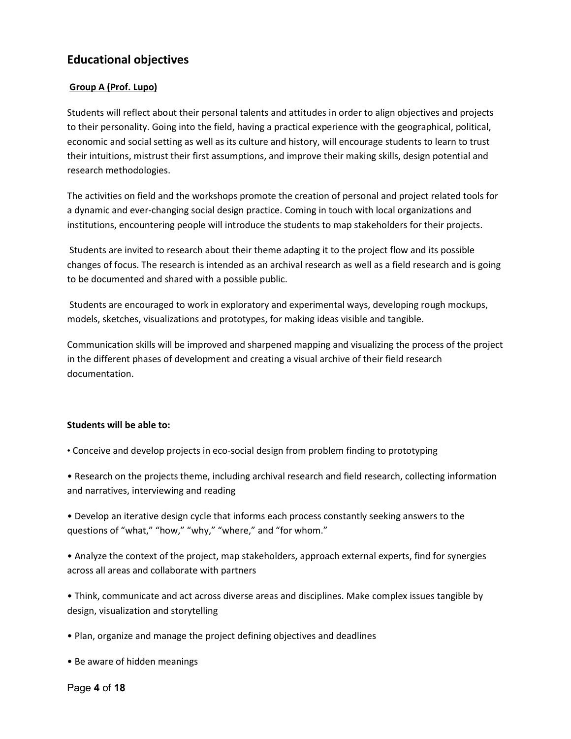## Educational objectives

**Group A (Prof. Lupo)**

Students will reflect about their personal talents and attitudes in order to align objectives and projects to their personality. Going into the field, having a practical experience with the geographical, political, economic and social setting as well as its culture and history, will encourage students to learn to trust their intuitions, mistrust their first assumptions, and improve their making skills, design potential and research methodologies.

The activities on field and the workshops promote the creation of personal and project related tools for a dynamic and ever-changing social design practice. Coming in touch with local organizations and institutions, encountering people will introduce the students to map stakeholders for their projects.

Students are invited to research about their theme adapting it to the project flow and its possible changes of focus. The research is intended as an archival research as well as a field research and is going to be documented and shared with a possible public.

Students are encouraged to work in exploratory and experimental ways, developing rough mockups, models, sketches, visualizations and prototypes, for making ideas visible and tangible.

Communication skills will be improved and sharpened mapping and visualizing the process of the project in the different phases of development and creating a visual archive of their field research documentation.

**Students will be able to:**

- Conceive and develop projects in eco-social design from problem finding to prototyping
- Research on the projects theme, including archival research and field research, collecting information and narratives, interviewing and reading
- Develop an iterative design cycle that informs each process constantly seeking answers to the questions of “what,” “how,” “why,” “where,” and “for whom.”
- Analyze the context of the project, map stakeholders, approach external experts, find for synergies across all areas and collaborate with partners
- Think, communicate and act across diverse areas and disciplines. Make complex issues tangible by design, visualization and storytelling
- Plan, organize and manage the project defining objectives and deadlines
- Be aware of hidden meanings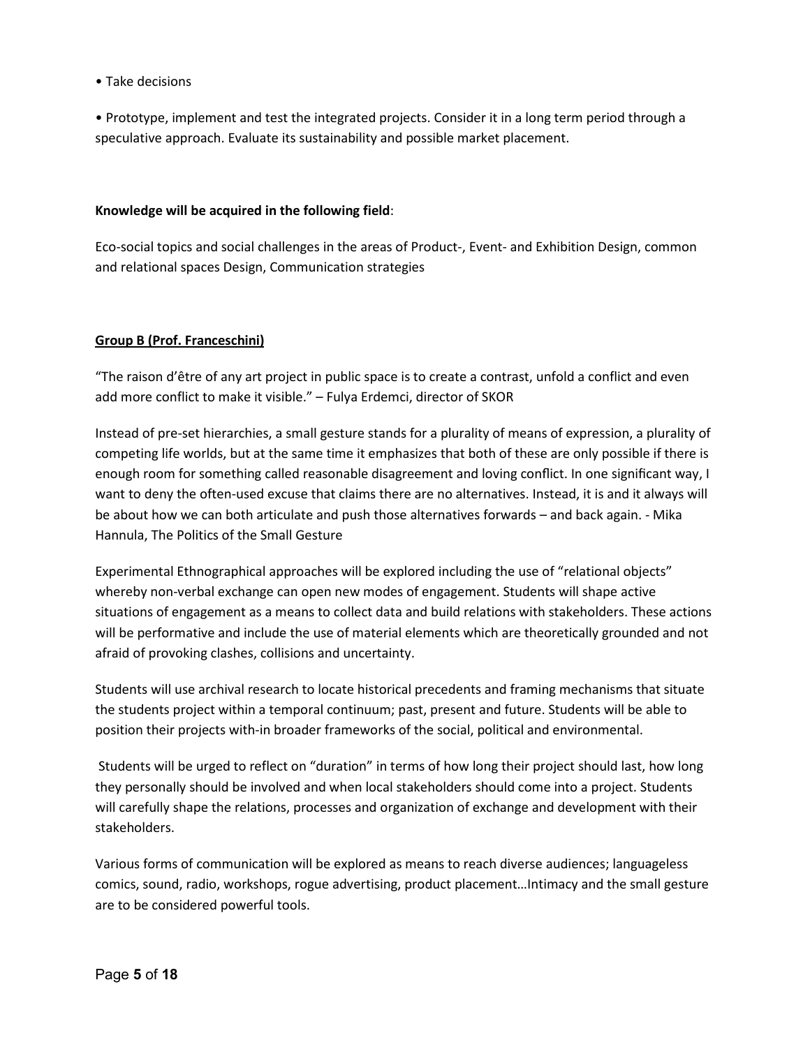- Take decisions

- Prototype, implement and test the integrated projects. Consider it in a long term period through a speculative approach. Evaluate its sustainability and possible market placement.

**Knowledge will be acquired in the following field**:

Eco-social topics and social challenges in the areas of Product-, Event- and Exhibition Design, common and relational spaces Design, Communication strategies

**Group B (Prof. Franceschini)**

"The raison d'être of any art project in public space is to create a contrast, unfold a conflict and even add more conflict to make it visible." – Fulya Erdemci, director of SKOR

Instead of pre-set hierarchies, a small gesture stands for a plurality of means of expression, a plurality of competing life worlds, but at the same time it emphasizes that both of these are only possible if there is enough room for something called reasonable disagreement and loving conflict. In one significant way, I want to deny the often-used excuse that claims there are no alternatives. Instead, it is and it always will be about how we can both articulate and push those alternatives forwards – and back again. - Mika Hannula, The Politics of the Small Gesture

Experimental Ethnographical approaches will be explored including the use of "relational objects" whereby non-verbal exchange can open new modes of engagement. Students will shape active situations of engagement as a means to collect data and build relations with stakeholders. These actions will be performative and include the use of material elements which are theoretically grounded and not afraid of provoking clashes, collisions and uncertainty.

Students will use archival research to locate historical precedents and framing mechanisms that situate the students project within a temporal continuum; past, present and future. Students will be able to position their projects with-in broader frameworks of the social, political and environmental.

Students will be urged to reflect on "duration" in terms of how long their project should last, how long they personally should be involved and when local stakeholders should come into a project. Students will carefully shape the relations, processes and organization of exchange and development with their stakeholders.

Various forms of communication will be explored as means to reach diverse audiences; languageless comics, sound, radio, workshops, rogue advertising, product placement…Intimacy and the small gesture are to be considered powerful tools.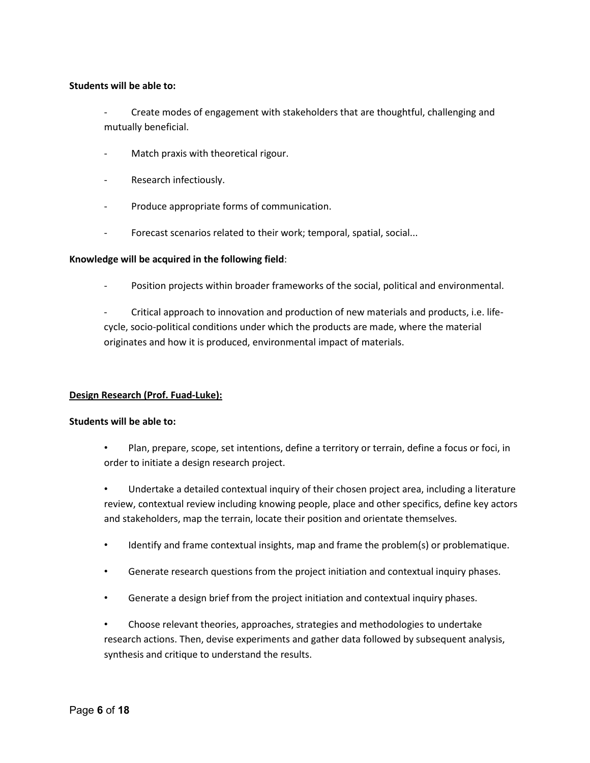**Students will be able to:**

- Create modes of engagement with stakeholders that are thoughtful, challenging and mutually beneficial.
- Match praxis with theoretical rigour.
- Research infectiously.
- Produce appropriate forms of communication.
- Forecast scenarios related to their work; temporal, spatial, social...

**Knowledge will be acquired in the following field**:

- Position projects within broader frameworks of the social, political and environmental.
- Critical approach to innovation and production of new materials and products, i.e. life-cycle, socio-political conditions under which the products are made, where the material originates and how it is produced, environmental impact of materials.

**<u>Design Research (Prof. Fuad-Luke):</u>**

**Students will be able to:**

- Plan, prepare, scope, set intentions, define a territory or terrain, define a focus or foci, in order to initiate a design research project.
- Undertake a detailed contextual inquiry of their chosen project area, including a literature review, contextual review including knowing people, place and other specifics, define key actors and stakeholders, map the terrain, locate their position and orientate themselves.
- Identify and frame contextual insights, map and frame the problem(s) or problematique.
- Generate research questions from the project initiation and contextual inquiry phases.
- Generate a design brief from the project initiation and contextual inquiry phases.
- Choose relevant theories, approaches, strategies and methodologies to undertake research actions. Then, devise experiments and gather data followed by subsequent analysis, synthesis and critique to understand the results.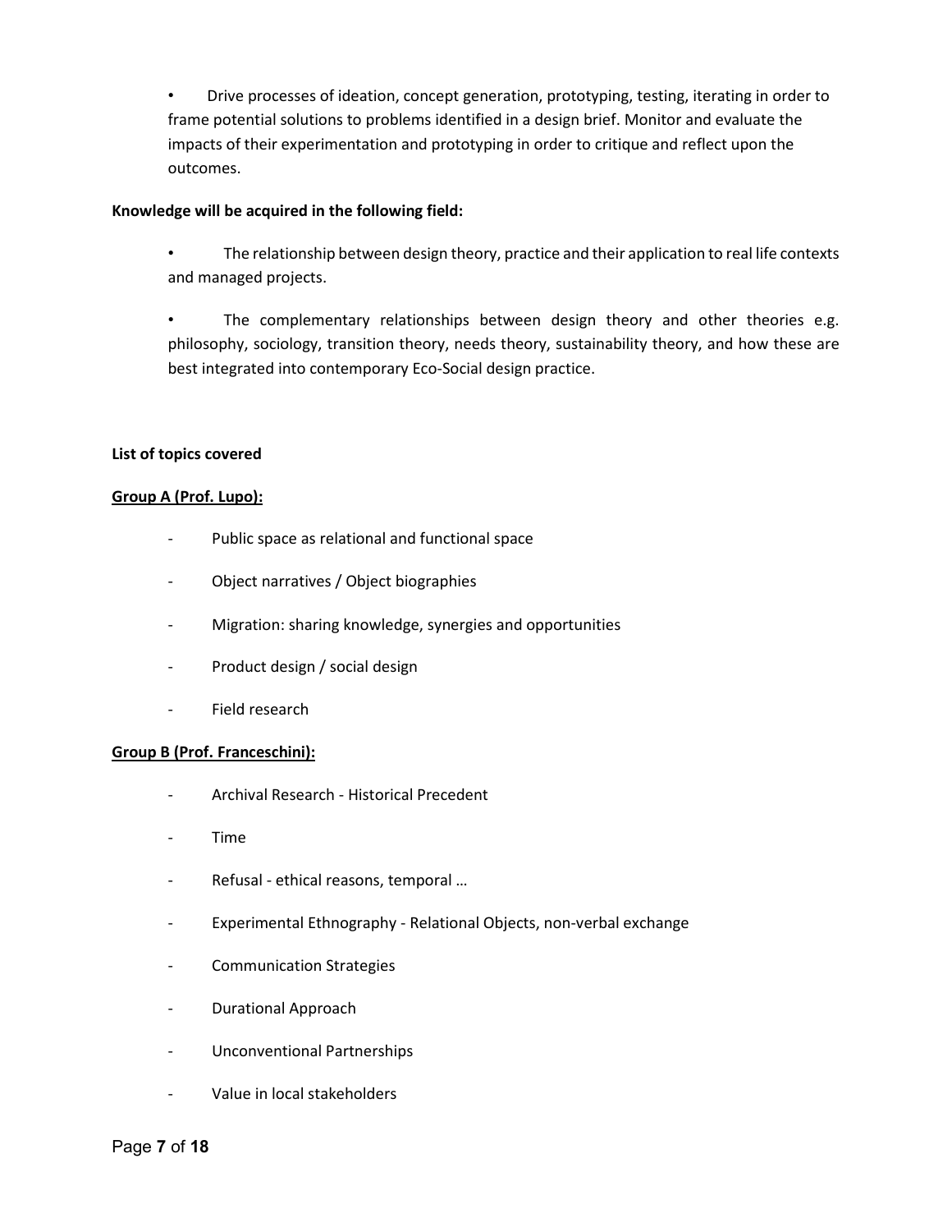- Drive processes of ideation, concept generation, prototyping, testing, iterating in order to frame potential solutions to problems identified in a design brief. Monitor and evaluate the impacts of their experimentation and prototyping in order to critique and reflect upon the outcomes.

**Knowledge will be acquired in the following field:**

- The relationship between design theory, practice and their application to real life contexts and managed projects.

- The complementary relationships between design theory and other theories e.g. philosophy, sociology, transition theory, needs theory, sustainability theory, and how these are best integrated into contemporary Eco-Social design practice.

**List of topics covered**

**Group A (Prof. Lupo):**

- Public space as relational and functional space
- Object narratives / Object biographies
- Migration: sharing knowledge, synergies and opportunities
- Product design / social design
- Field research

**Group B (Prof. Franceschini):**

- Archival Research - Historical Precedent
- Time
- Refusal - ethical reasons, temporal …
- Experimental Ethnography - Relational Objects, non-verbal exchange
- Communication Strategies
- Durational Approach
- Unconventional Partnerships
- Value in local stakeholders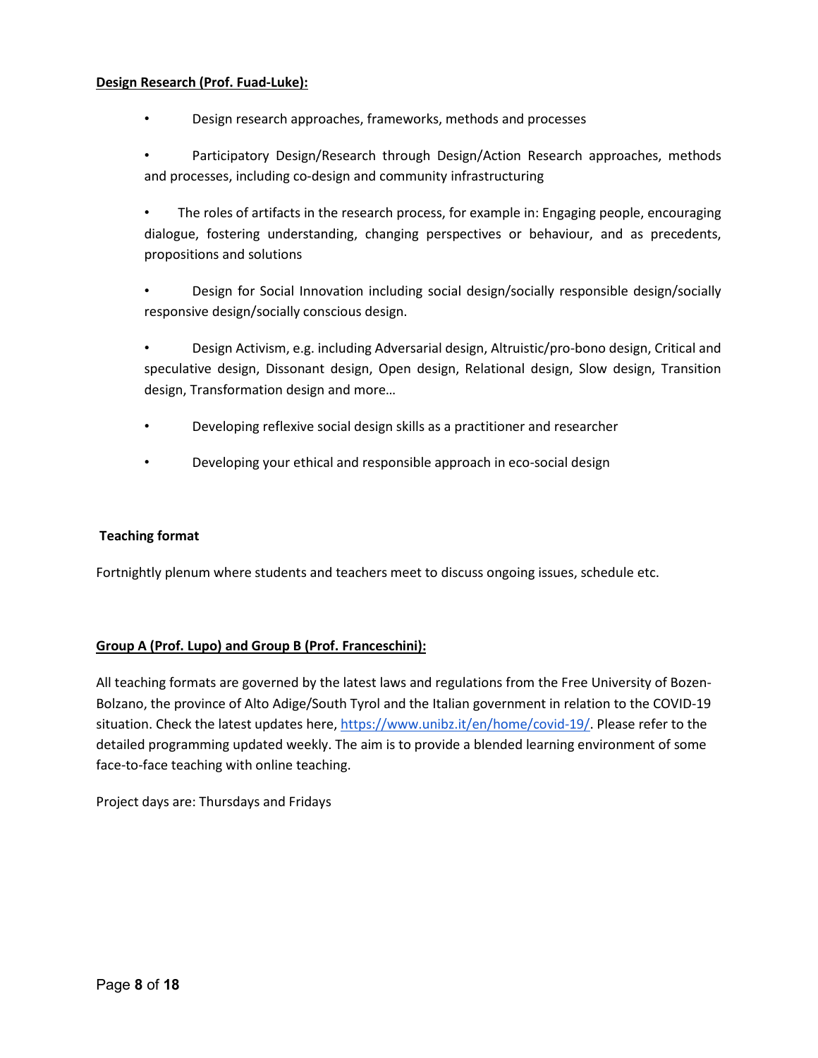**Design Research (Prof. Fuad-Luke):**

- Design research approaches, frameworks, methods and processes
- Participatory Design/Research through Design/Action Research approaches, methods and processes, including co-design and community infrastructuring
- The roles of artifacts in the research process, for example in: Engaging people, encouraging dialogue, fostering understanding, changing perspectives or behaviour, and as precedents, propositions and solutions
- Design for Social Innovation including social design/socially responsible design/socially responsive design/socially conscious design.
- Design Activism, e.g. including Adversarial design, Altruistic/pro-bono design, Critical and speculative design, Dissonant design, Open design, Relational design, Slow design, Transition design, Transformation design and more…
- Developing reflexive social design skills as a practitioner and researcher
- Developing your ethical and responsible approach in eco-social design

**Teaching format**

Fortnightly plenum where students and teachers meet to discuss ongoing issues, schedule etc.

**Group A (Prof. Lupo) and Group B (Prof. Franceschini):**

All teaching formats are governed by the latest laws and regulations from the Free University of Bozen-Bolzano, the province of Alto Adige/South Tyrol and the Italian government in relation to the COVID-19 situation. Check the latest updates here, https://www.unibz.it/en/home/covid-19/. Please refer to the detailed programming updated weekly. The aim is to provide a blended learning environment of some face-to-face teaching with online teaching.

Project days are: Thursdays and Fridays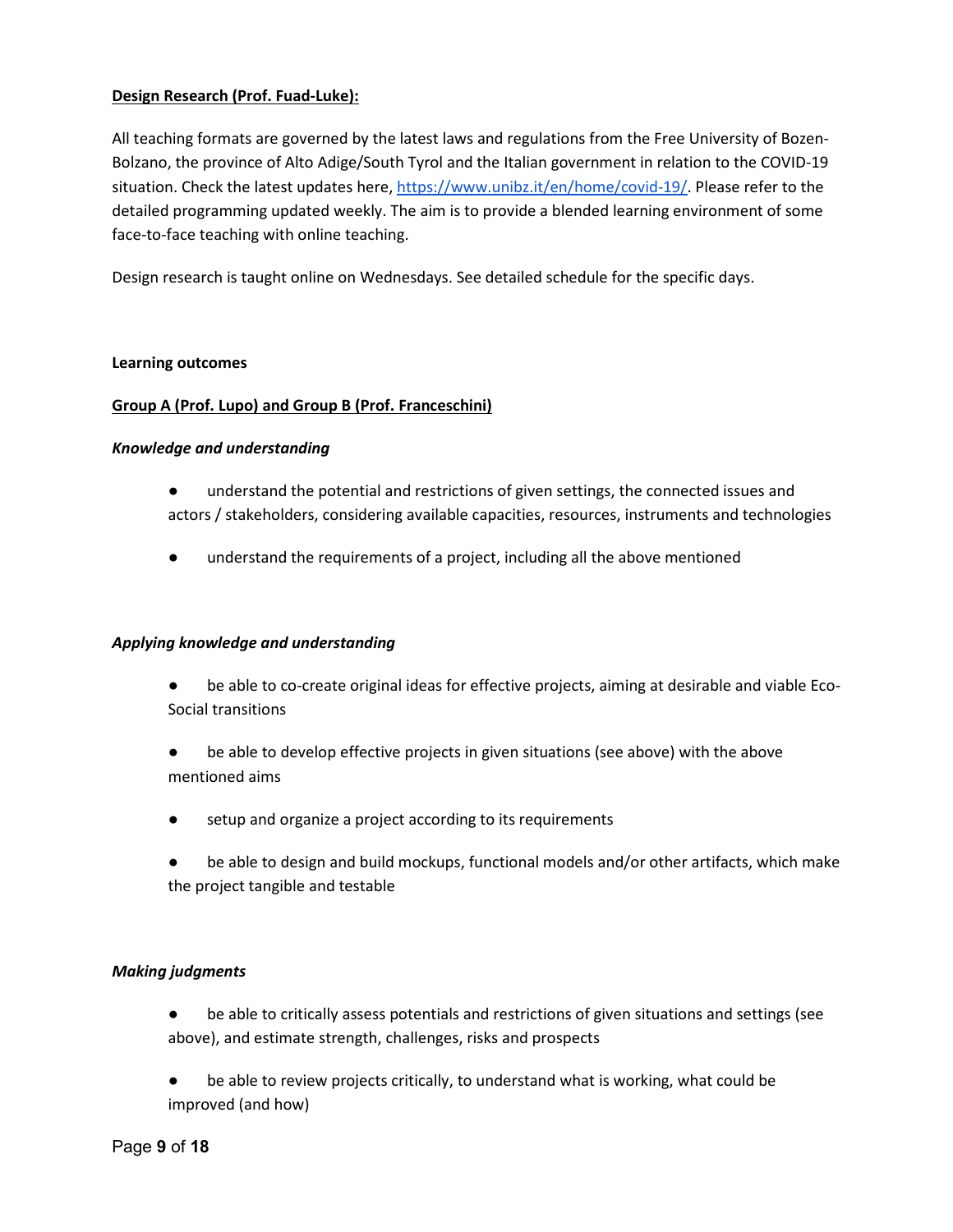**Design Research (Prof. Fuad-Luke):**

All teaching formats are governed by the latest laws and regulations from the Free University of Bozen-Bolzano, the province of Alto Adige/South Tyrol and the Italian government in relation to the COVID-19 situation. Check the latest updates here, https://www.unibz.it/en/home/covid-19/. Please refer to the detailed programming updated weekly. The aim is to provide a blended learning environment of some face-to-face teaching with online teaching.

Design research is taught online on Wednesdays. See detailed schedule for the specific days.

**Learning outcomes**

**Group A (Prof. Lupo) and Group B (Prof. Franceschini)**

***Knowledge and understanding***

- understand the potential and restrictions of given settings, the connected issues and actors / stakeholders, considering available capacities, resources, instruments and technologies
- understand the requirements of a project, including all the above mentioned

***Applying knowledge and understanding***

- be able to co-create original ideas for effective projects, aiming at desirable and viable Eco-Social transitions
- be able to develop effective projects in given situations (see above) with the above mentioned aims
- setup and organize a project according to its requirements
- be able to design and build mockups, functional models and/or other artifacts, which make the project tangible and testable

***Making judgments***

- be able to critically assess potentials and restrictions of given situations and settings (see above), and estimate strength, challenges, risks and prospects
- be able to review projects critically, to understand what is working, what could be improved (and how)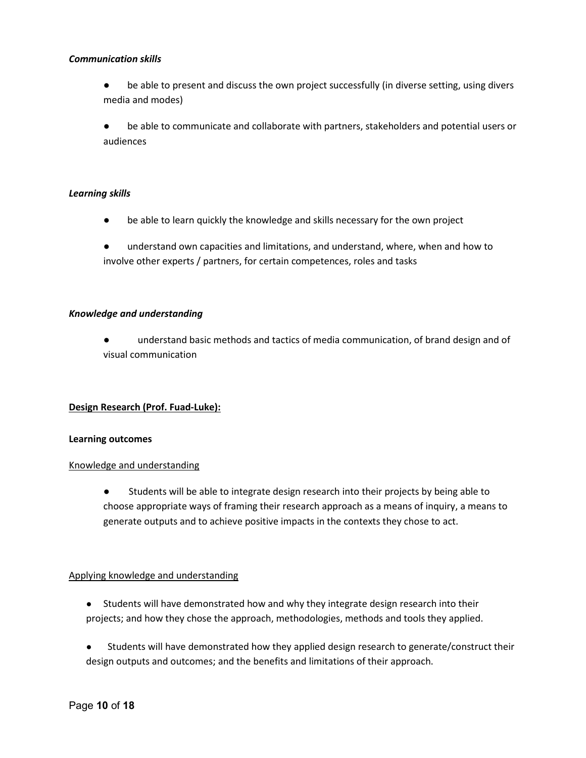***Communication skills***

- be able to present and discuss the own project successfully (in diverse setting, using divers media and modes)
- be able to communicate and collaborate with partners, stakeholders and potential users or audiences

***Learning skills***

- be able to learn quickly the knowledge and skills necessary for the own project
- understand own capacities and limitations, and understand, where, when and how to involve other experts / partners, for certain competences, roles and tasks

***Knowledge and understanding***

- understand basic methods and tactics of media communication, of brand design and of visual communication

**<u>Design Research (Prof. Fuad-Luke):</u>**

**Learning outcomes**

<u>Knowledge and understanding</u>

- Students will be able to integrate design research into their projects by being able to choose appropriate ways of framing their research approach as a means of inquiry, a means to generate outputs and to achieve positive impacts in the contexts they chose to act.

<u>Applying knowledge and understanding</u>

- Students will have demonstrated how and why they integrate design research into their projects; and how they chose the approach, methodologies, methods and tools they applied.
- Students will have demonstrated how they applied design research to generate/construct their design outputs and outcomes; and the benefits and limitations of their approach.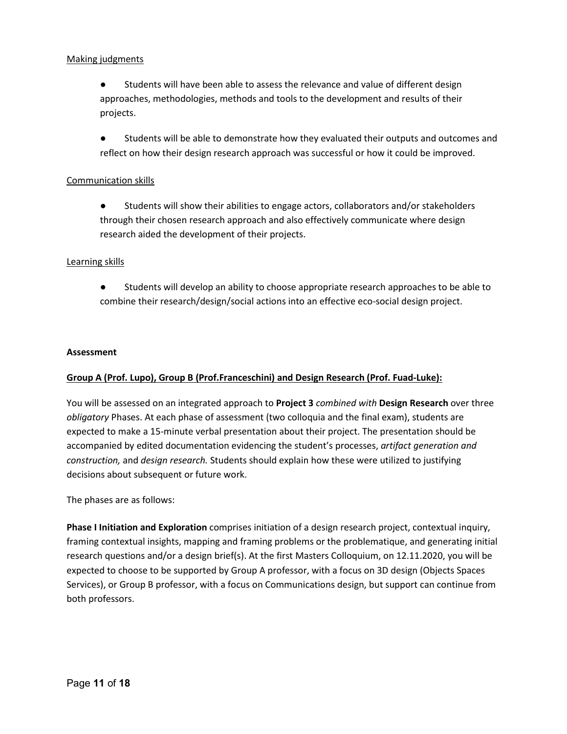Making judgments

- Students will have been able to assess the relevance and value of different design approaches, methodologies, methods and tools to the development and results of their projects.

- Students will be able to demonstrate how they evaluated their outputs and outcomes and reflect on how their design research approach was successful or how it could be improved.

Communication skills

- Students will show their abilities to engage actors, collaborators and/or stakeholders through their chosen research approach and also effectively communicate where design research aided the development of their projects.

Learning skills

- Students will develop an ability to choose appropriate research approaches to be able to combine their research/design/social actions into an effective eco-social design project.

**Assessment**

**Group A (Prof. Lupo), Group B (Prof.Franceschini) and Design Research (Prof. Fuad-Luke):**

You will be assessed on an integrated approach to **Project 3** *combined with* **Design Research** over three *obligatory* Phases. At each phase of assessment (two colloquia and the final exam), students are expected to make a 15-minute verbal presentation about their project. The presentation should be accompanied by edited documentation evidencing the student's processes, *artifact generation and construction,* and *design research.* Students should explain how these were utilized to justifying decisions about subsequent or future work.

The phases are as follows:

**Phase I Initiation and Exploration** comprises initiation of a design research project, contextual inquiry, framing contextual insights, mapping and framing problems or the problematique, and generating initial research questions and/or a design brief(s). At the first Masters Colloquium, on 12.11.2020, you will be expected to choose to be supported by Group A professor, with a focus on 3D design (Objects Spaces Services), or Group B professor, with a focus on Communications design, but support can continue from both professors.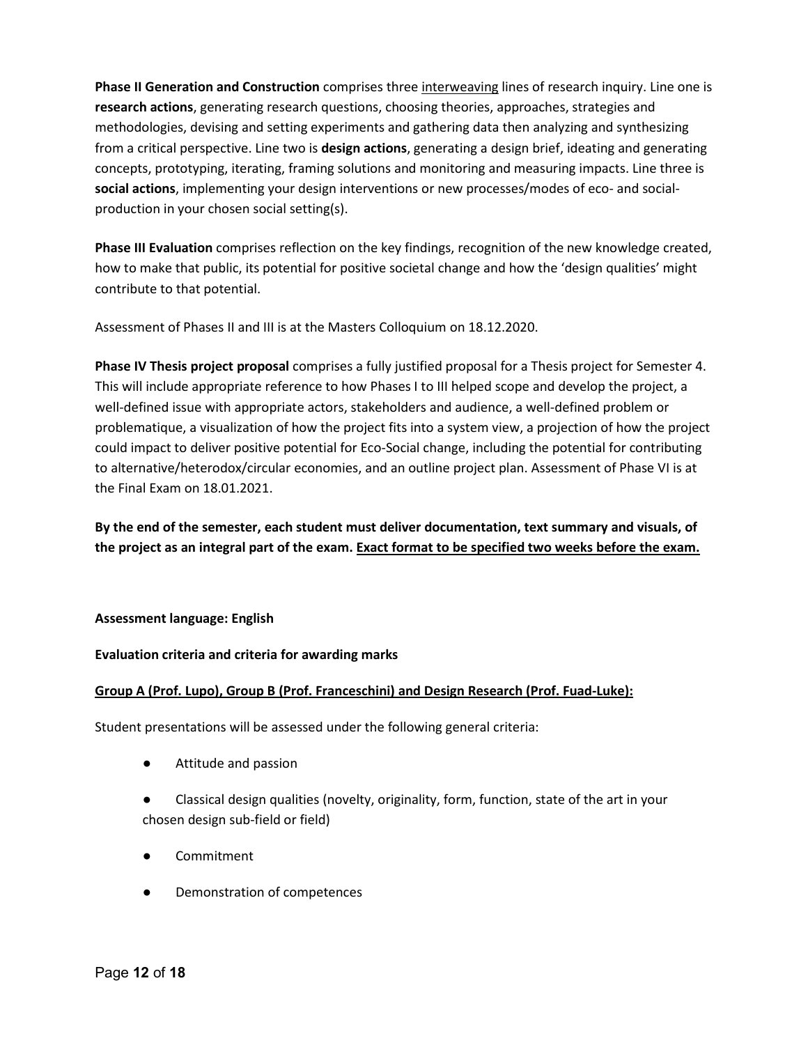**Phase II Generation and Construction** comprises three interweaving lines of research inquiry. Line one is **research actions**, generating research questions, choosing theories, approaches, strategies and methodologies, devising and setting experiments and gathering data then analyzing and synthesizing from a critical perspective. Line two is **design actions**, generating a design brief, ideating and generating concepts, prototyping, iterating, framing solutions and monitoring and measuring impacts. Line three is **social actions**, implementing your design interventions or new processes/modes of eco- and social-production in your chosen social setting(s).

**Phase III Evaluation** comprises reflection on the key findings, recognition of the new knowledge created, how to make that public, its potential for positive societal change and how the 'design qualities' might contribute to that potential.

Assessment of Phases II and III is at the Masters Colloquium on 18.12.2020.

**Phase IV Thesis project proposal** comprises a fully justified proposal for a Thesis project for Semester 4. This will include appropriate reference to how Phases I to III helped scope and develop the project, a well-defined issue with appropriate actors, stakeholders and audience, a well-defined problem or problematique, a visualization of how the project fits into a system view, a projection of how the project could impact to deliver positive potential for Eco-Social change, including the potential for contributing to alternative/heterodox/circular economies, and an outline project plan. Assessment of Phase VI is at the Final Exam on 18.01.2021.

**By the end of the semester, each student must deliver documentation, text summary and visuals, of the project as an integral part of the exam. Exact format to be specified two weeks before the exam.**

**Assessment language: English**

**Evaluation criteria and criteria for awarding marks**

**Group A (Prof. Lupo), Group B (Prof. Franceschini) and Design Research (Prof. Fuad-Luke):**

Student presentations will be assessed under the following general criteria:

- Attitude and passion
- Classical design qualities (novelty, originality, form, function, state of the art in your chosen design sub-field or field)
- Commitment
- Demonstration of competences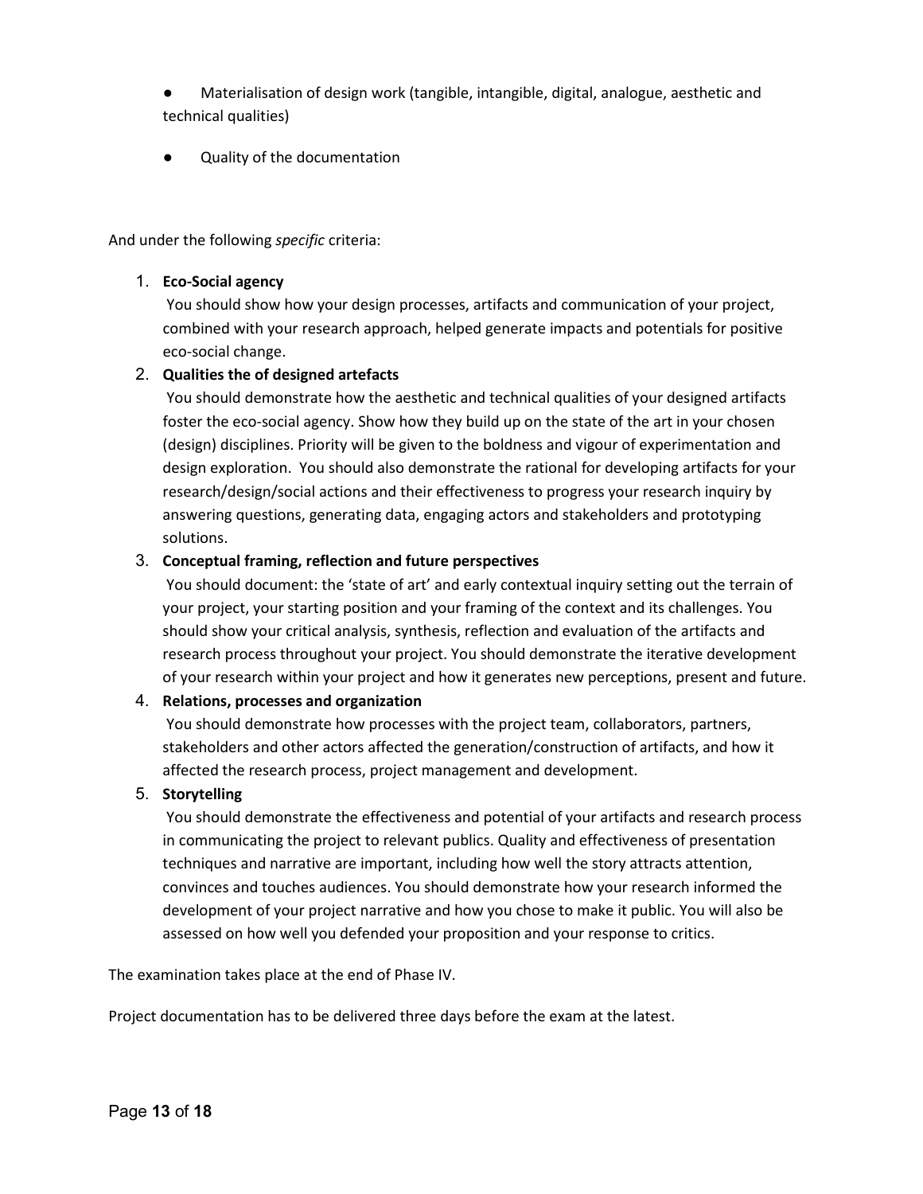- Materialisation of design work (tangible, intangible, digital, analogue, aesthetic and technical qualities)
- Quality of the documentation

And under the following *specific* criteria:

1. **Eco-Social agency**
   You should show how your design processes, artifacts and communication of your project, combined with your research approach, helped generate impacts and potentials for positive eco-social change.
2. **Qualities the of designed artefacts**
   You should demonstrate how the aesthetic and technical qualities of your designed artifacts foster the eco-social agency. Show how they build up on the state of the art in your chosen (design) disciplines. Priority will be given to the boldness and vigour of experimentation and design exploration. You should also demonstrate the rational for developing artifacts for your research/design/social actions and their effectiveness to progress your research inquiry by answering questions, generating data, engaging actors and stakeholders and prototyping solutions.
3. **Conceptual framing, reflection and future perspectives**
   You should document: the 'state of art' and early contextual inquiry setting out the terrain of your project, your starting position and your framing of the context and its challenges. You should show your critical analysis, synthesis, reflection and evaluation of the artifacts and research process throughout your project. You should demonstrate the iterative development of your research within your project and how it generates new perceptions, present and future.
4. **Relations, processes and organization**
   You should demonstrate how processes with the project team, collaborators, partners, stakeholders and other actors affected the generation/construction of artifacts, and how it affected the research process, project management and development.
5. **Storytelling**
   You should demonstrate the effectiveness and potential of your artifacts and research process in communicating the project to relevant publics. Quality and effectiveness of presentation techniques and narrative are important, including how well the story attracts attention, convinces and touches audiences. You should demonstrate how your research informed the development of your project narrative and how you chose to make it public. You will also be assessed on how well you defended your proposition and your response to critics.

The examination takes place at the end of Phase IV.

Project documentation has to be delivered three days before the exam at the latest.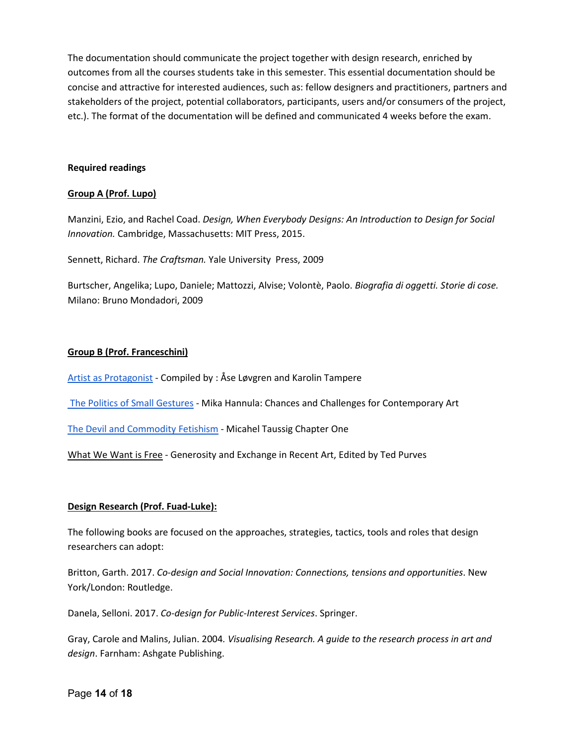The documentation should communicate the project together with design research, enriched by outcomes from all the courses students take in this semester. This essential documentation should be concise and attractive for interested audiences, such as: fellow designers and practitioners, partners and stakeholders of the project, potential collaborators, participants, users and/or consumers of the project, etc.). The format of the documentation will be defined and communicated 4 weeks before the exam.

**Required readings**

**Group A (Prof. Lupo)**

Manzini, Ezio, and Rachel Coad. *Design, When Everybody Designs: An Introduction to Design for Social Innovation.* Cambridge, Massachusetts: MIT Press, 2015.

Sennett, Richard. *The Craftsman.* Yale University Press, 2009

Burtscher, Angelika; Lupo, Daniele; Mattozzi, Alvise; Volontè, Paolo. *Biografia di oggetti. Storie di cose.* Milano: Bruno Mondadori, 2009

**Group B (Prof. Franceschini)**

Artist as Protagonist - Compiled by : Åse Løvgren and Karolin Tampere

The Politics of Small Gestures - Mika Hannula: Chances and Challenges for Contemporary Art

The Devil and Commodity Fetishism - Micahel Taussig Chapter One

What We Want is Free - Generosity and Exchange in Recent Art, Edited by Ted Purves

**Design Research (Prof. Fuad-Luke):**

The following books are focused on the approaches, strategies, tactics, tools and roles that design researchers can adopt:

Britton, Garth. 2017. *Co-design and Social Innovation: Connections, tensions and opportunities*. New York/London: Routledge.

Danela, Selloni. 2017. *Co-design for Public-Interest Services*. Springer.

Gray, Carole and Malins, Julian. 2004. *Visualising Research. A guide to the research process in art and design*. Farnham: Ashgate Publishing.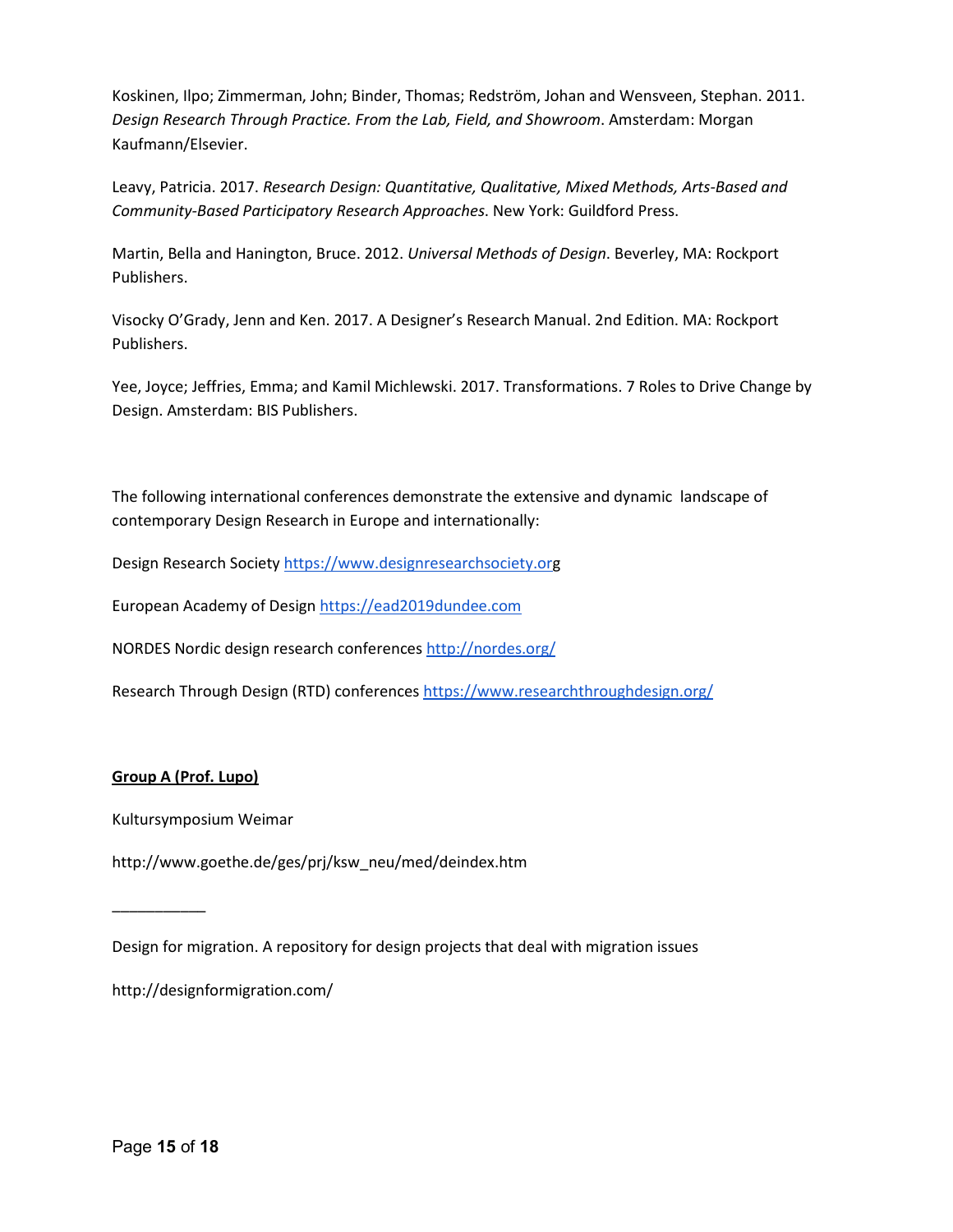Koskinen, Ilpo; Zimmerman, John; Binder, Thomas; Redström, Johan and Wensveen, Stephan. 2011. *Design Research Through Practice. From the Lab, Field, and Showroom*. Amsterdam: Morgan Kaufmann/Elsevier.

Leavy, Patricia. 2017. *Research Design: Quantitative, Qualitative, Mixed Methods, Arts-Based and Community-Based Participatory Research Approaches*. New York: Guildford Press.

Martin, Bella and Hanington, Bruce. 2012. *Universal Methods of Design*. Beverley, MA: Rockport Publishers.

Visocky O'Grady, Jenn and Ken. 2017. A Designer's Research Manual. 2nd Edition. MA: Rockport Publishers.

Yee, Joyce; Jeffries, Emma; and Kamil Michlewski. 2017. Transformations. 7 Roles to Drive Change by Design. Amsterdam: BIS Publishers.

The following international conferences demonstrate the extensive and dynamic landscape of contemporary Design Research in Europe and internationally:

Design Research Society https://www.designresearchsociety.org

European Academy of Design https://ead2019dundee.com

NORDES Nordic design research conferences http://nordes.org/

Research Through Design (RTD) conferences https://www.researchthroughdesign.org/

**Group A (Prof. Lupo)**

Kultursymposium Weimar

http://www.goethe.de/ges/prj/ksw_neu/med/deindex.htm

___________

Design for migration. A repository for design projects that deal with migration issues

http://designformigration.com/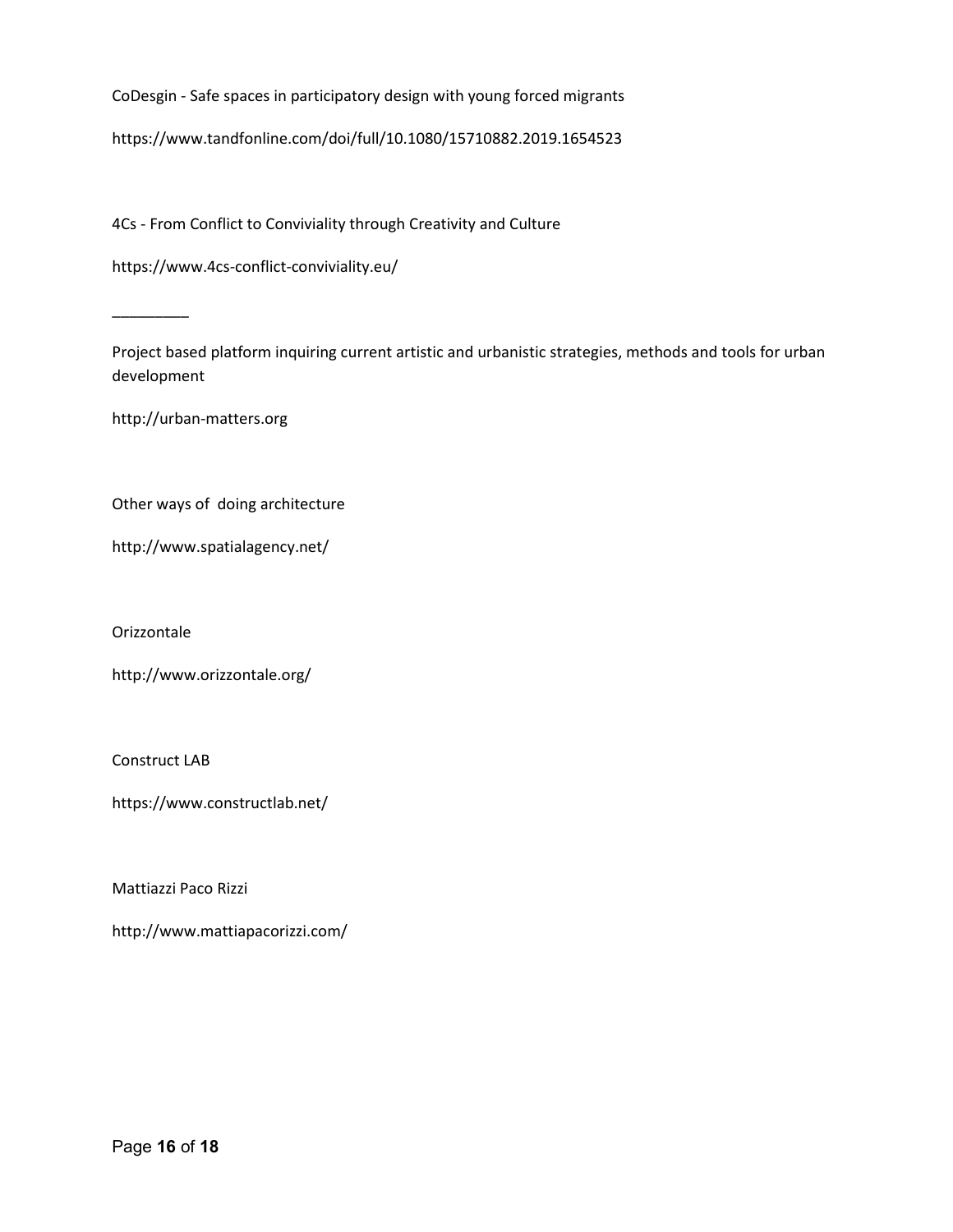CoDesgin - Safe spaces in participatory design with young forced migrants

https://www.tandfonline.com/doi/full/10.1080/15710882.2019.1654523

4Cs - From Conflict to Conviviality through Creativity and Culture

https://www.4cs-conflict-conviviality.eu/

_________

Project based platform inquiring current artistic and urbanistic strategies, methods and tools for urban development

http://urban-matters.org

Other ways of  doing architecture

http://www.spatialagency.net/

Orizzontale

http://www.orizzontale.org/

Construct LAB

https://www.constructlab.net/

Mattiazzi Paco Rizzi

http://www.mattiapacorizzi.com/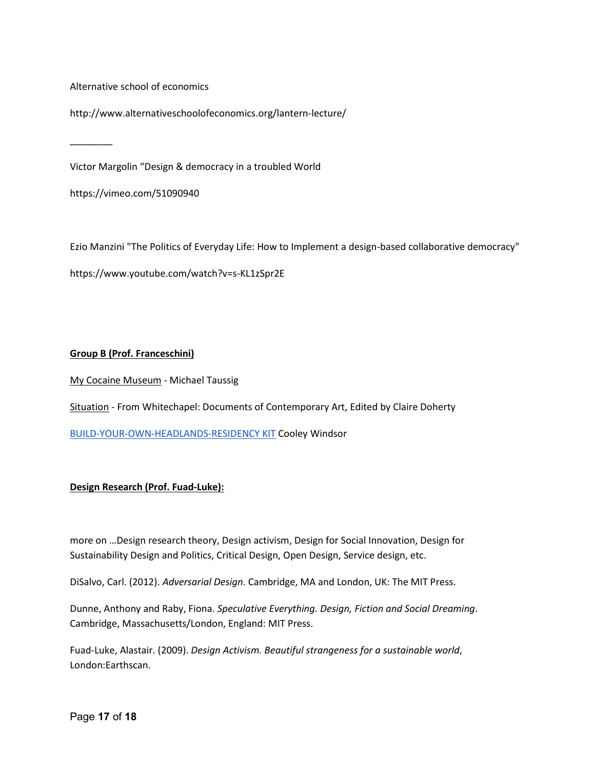Alternative school of economics

http://www.alternativeschoolofeconomics.org/lantern-lecture/

________

Victor Margolin "Design & democracy in a troubled World

https://vimeo.com/51090940

Ezio Manzini "The Politics of Everyday Life: How to Implement a design-based collaborative democracy"

https://www.youtube.com/watch?v=s-KL1zSpr2E

**Group B (Prof. Franceschini)**

My Cocaine Museum - Michael Taussig

Situation - From Whitechapel: Documents of Contemporary Art, Edited by Claire Doherty

BUILD-YOUR-OWN-HEADLANDS-RESIDENCY KIT Cooley Windsor

**Design Research (Prof. Fuad-Luke):**

more on …Design research theory, Design activism, Design for Social Innovation, Design for Sustainability Design and Politics, Critical Design, Open Design, Service design, etc.

DiSalvo, Carl. (2012). *Adversarial Design*. Cambridge, MA and London, UK: The MIT Press.

Dunne, Anthony and Raby, Fiona. *Speculative Everything. Design, Fiction and Social Dreaming*. Cambridge, Massachusetts/London, England: MIT Press.

Fuad-Luke, Alastair. (2009). *Design Activism. Beautiful strangeness for a sustainable world*, London:Earthscan.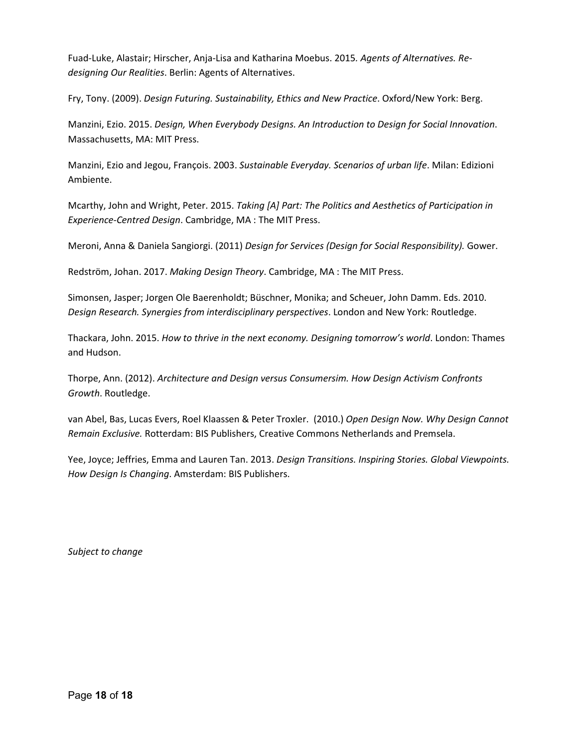Fuad-Luke, Alastair; Hirscher, Anja-Lisa and Katharina Moebus. 2015. *Agents of Alternatives. Re-designing Our Realities*. Berlin: Agents of Alternatives.

Fry, Tony. (2009). *Design Futuring. Sustainability, Ethics and New Practice*. Oxford/New York: Berg.

Manzini, Ezio. 2015. *Design, When Everybody Designs. An Introduction to Design for Social Innovation*. Massachusetts, MA: MIT Press.

Manzini, Ezio and Jegou, François. 2003. *Sustainable Everyday. Scenarios of urban life*. Milan: Edizioni Ambiente.

Mcarthy, John and Wright, Peter. 2015. *Taking [A] Part: The Politics and Aesthetics of Participation in Experience-Centred Design*. Cambridge, MA : The MIT Press.

Meroni, Anna & Daniela Sangiorgi. (2011) *Design for Services (Design for Social Responsibility).* Gower.

Redström, Johan. 2017. *Making Design Theory*. Cambridge, MA : The MIT Press.

Simonsen, Jasper; Jorgen Ole Baerenholdt; Büschner, Monika; and Scheuer, John Damm. Eds. 2010. *Design Research. Synergies from interdisciplinary perspectives*. London and New York: Routledge.

Thackara, John. 2015. *How to thrive in the next economy. Designing tomorrow's world*. London: Thames and Hudson.

Thorpe, Ann. (2012). *Architecture and Design versus Consumersim. How Design Activism Confronts Growth*. Routledge.

van Abel, Bas, Lucas Evers, Roel Klaassen & Peter Troxler. (2010.) *Open Design Now. Why Design Cannot Remain Exclusive.* Rotterdam: BIS Publishers, Creative Commons Netherlands and Premsela.

Yee, Joyce; Jeffries, Emma and Lauren Tan. 2013. *Design Transitions. Inspiring Stories. Global Viewpoints. How Design Is Changing*. Amsterdam: BIS Publishers.

*Subject to change*